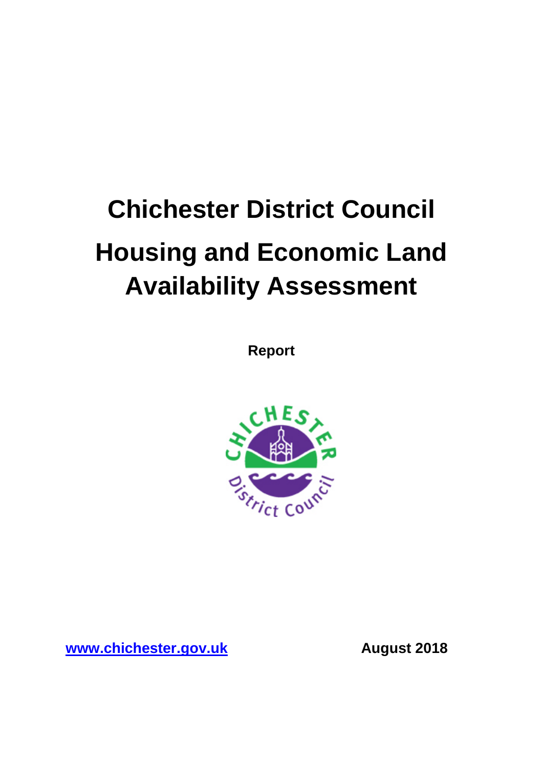# Chichester District Council

# Housing and Economic Land Availability Assessment

**Report**

[www.chichester.gov.uk](http://www.chichester.gov.uk) **August 2018**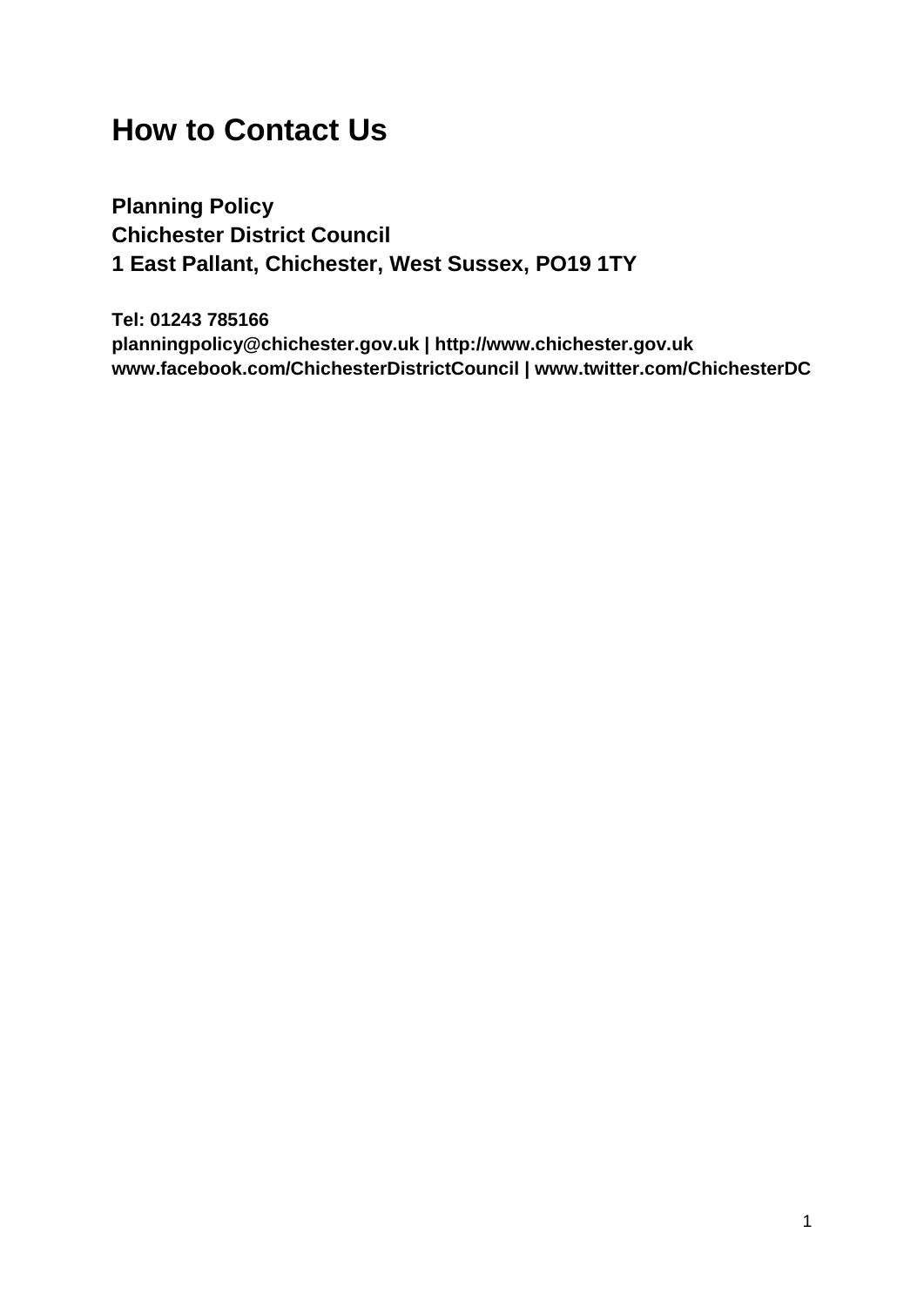# How to Contact Us

**Planning Policy**
**Chichester District Council**
**1 East Pallant, Chichester, West Sussex, PO19 1TY**

**Tel: 01243 785166**
**planningpolicy@chichester.gov.uk | http://www.chichester.gov.uk**
**www.facebook.com/ChichesterDistrictCouncil | www.twitter.com/ChichesterDC**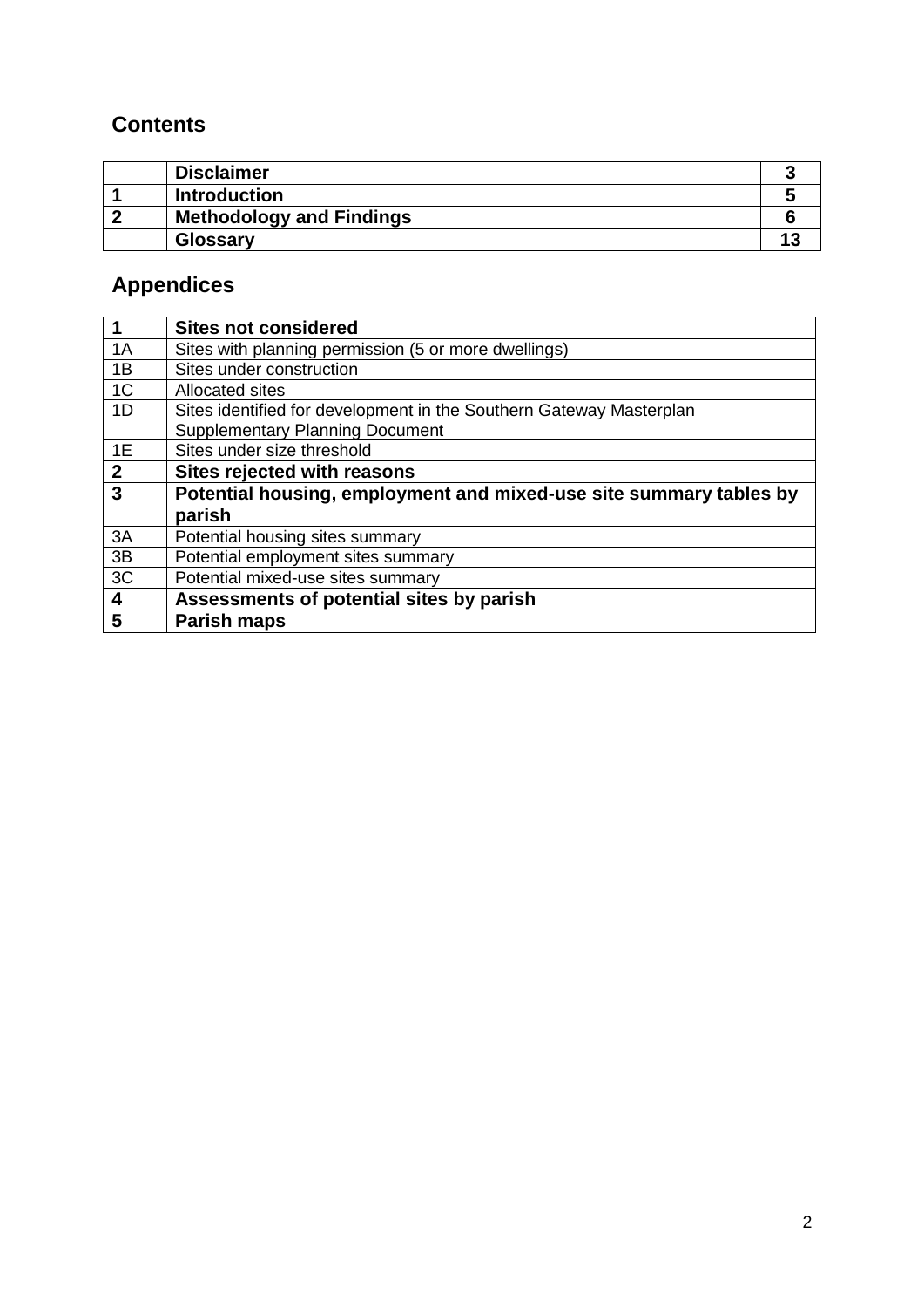## Contents

| | | |
|---|---|---|
| | **Disclaimer** | **3** |
| **1** | **Introduction** | **5** |
| **2** | **Methodology and Findings** | **6** |
| | **Glossary** | **13** |

## Appendices

| | |
|---|---|
| **1** | **Sites not considered** |
| 1A | Sites with planning permission (5 or more dwellings) |
| 1B | Sites under construction |
| 1C | Allocated sites |
| 1D | Sites identified for development in the Southern Gateway Masterplan Supplementary Planning Document |
| 1E | Sites under size threshold |
| **2** | **Sites rejected with reasons** |
| **3** | **Potential housing, employment and mixed-use site summary tables by parish** |
| 3A | Potential housing sites summary |
| 3B | Potential employment sites summary |
| 3C | Potential mixed-use sites summary |
| **4** | **Assessments of potential sites by parish** |
| **5** | **Parish maps** |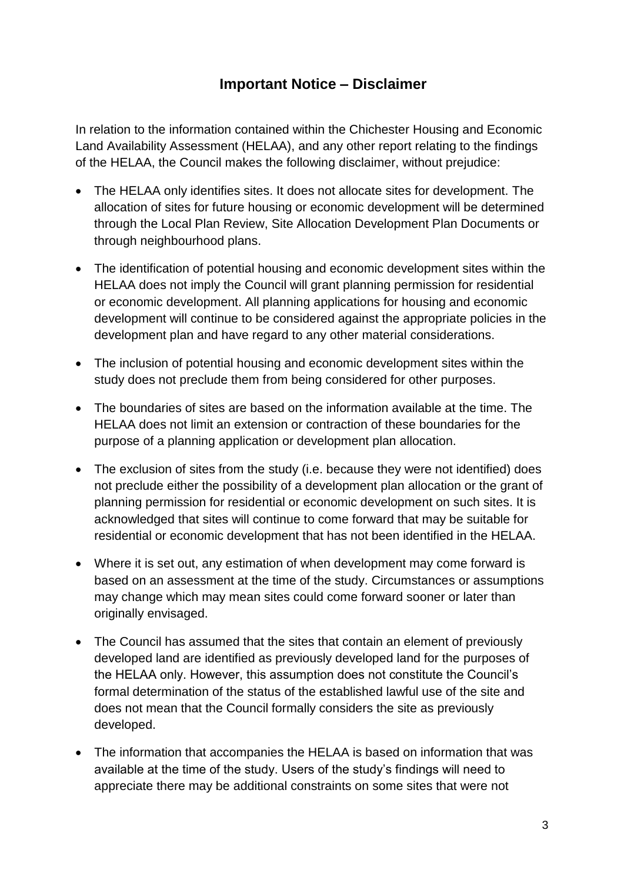## Important Notice – Disclaimer

In relation to the information contained within the Chichester Housing and Economic Land Availability Assessment (HELAA), and any other report relating to the findings of the HELAA, the Council makes the following disclaimer, without prejudice:

- The HELAA only identifies sites. It does not allocate sites for development. The allocation of sites for future housing or economic development will be determined through the Local Plan Review, Site Allocation Development Plan Documents or through neighbourhood plans.
- The identification of potential housing and economic development sites within the HELAA does not imply the Council will grant planning permission for residential or economic development. All planning applications for housing and economic development will continue to be considered against the appropriate policies in the development plan and have regard to any other material considerations.
- The inclusion of potential housing and economic development sites within the study does not preclude them from being considered for other purposes.
- The boundaries of sites are based on the information available at the time. The HELAA does not limit an extension or contraction of these boundaries for the purpose of a planning application or development plan allocation.
- The exclusion of sites from the study (i.e. because they were not identified) does not preclude either the possibility of a development plan allocation or the grant of planning permission for residential or economic development on such sites. It is acknowledged that sites will continue to come forward that may be suitable for residential or economic development that has not been identified in the HELAA.
- Where it is set out, any estimation of when development may come forward is based on an assessment at the time of the study. Circumstances or assumptions may change which may mean sites could come forward sooner or later than originally envisaged.
- The Council has assumed that the sites that contain an element of previously developed land are identified as previously developed land for the purposes of the HELAA only. However, this assumption does not constitute the Council's formal determination of the status of the established lawful use of the site and does not mean that the Council formally considers the site as previously developed.
- The information that accompanies the HELAA is based on information that was available at the time of the study. Users of the study's findings will need to appreciate there may be additional constraints on some sites that were not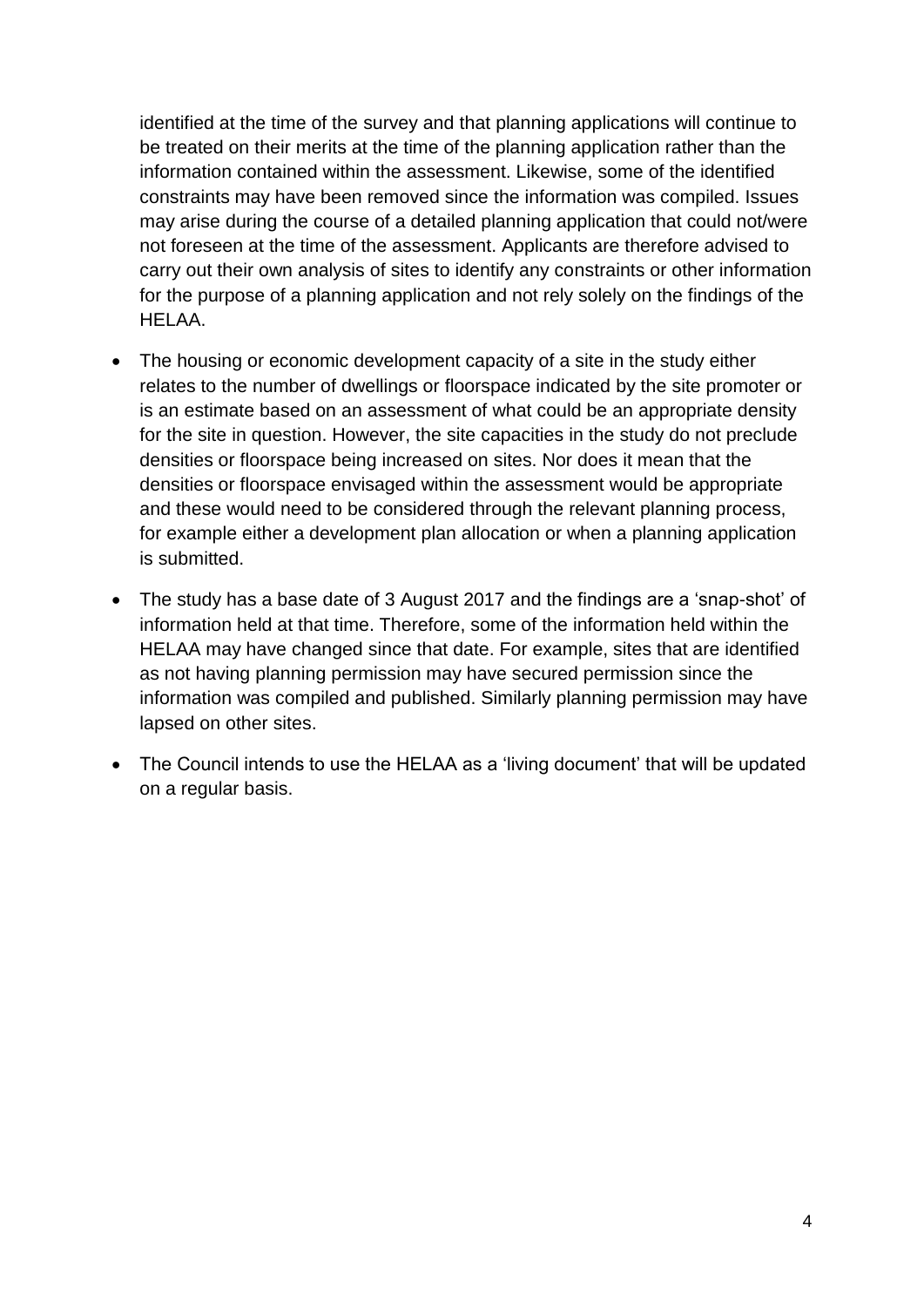identified at the time of the survey and that planning applications will continue to be treated on their merits at the time of the planning application rather than the information contained within the assessment. Likewise, some of the identified constraints may have been removed since the information was compiled. Issues may arise during the course of a detailed planning application that could not/were not foreseen at the time of the assessment. Applicants are therefore advised to carry out their own analysis of sites to identify any constraints or other information for the purpose of a planning application and not rely solely on the findings of the HELAA.

- The housing or economic development capacity of a site in the study either relates to the number of dwellings or floorspace indicated by the site promoter or is an estimate based on an assessment of what could be an appropriate density for the site in question. However, the site capacities in the study do not preclude densities or floorspace being increased on sites. Nor does it mean that the densities or floorspace envisaged within the assessment would be appropriate and these would need to be considered through the relevant planning process, for example either a development plan allocation or when a planning application is submitted.
- The study has a base date of 3 August 2017 and the findings are a 'snap-shot' of information held at that time. Therefore, some of the information held within the HELAA may have changed since that date. For example, sites that are identified as not having planning permission may have secured permission since the information was compiled and published. Similarly planning permission may have lapsed on other sites.
- The Council intends to use the HELAA as a 'living document' that will be updated on a regular basis.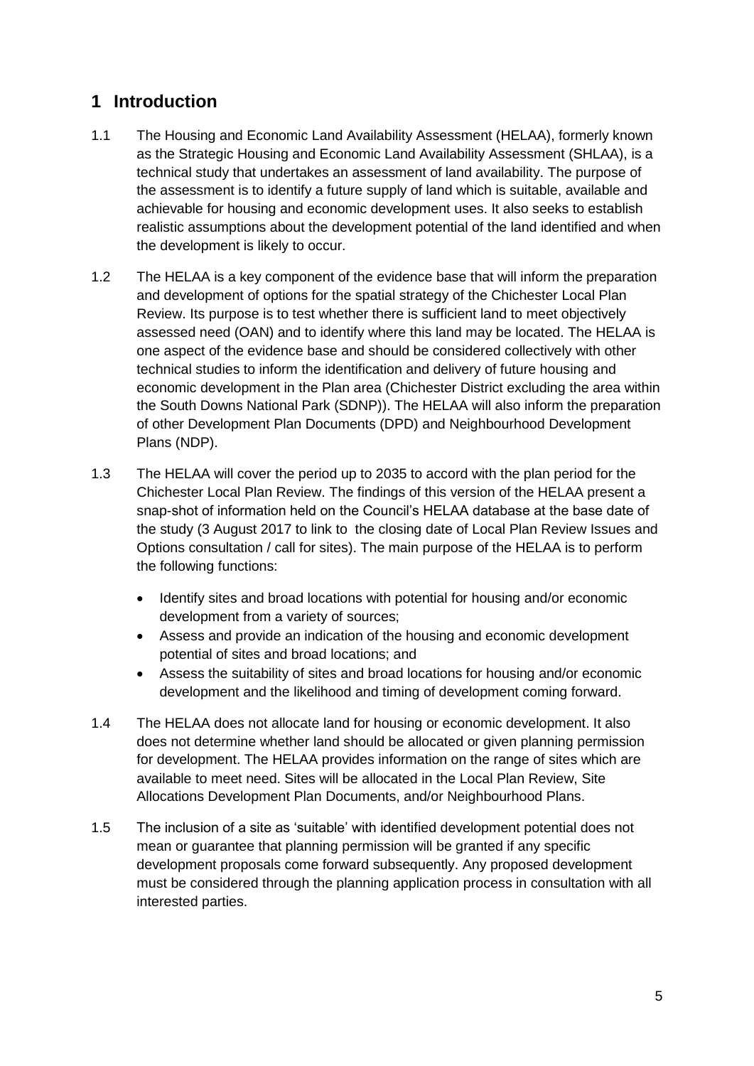# 1 Introduction

1.1 The Housing and Economic Land Availability Assessment (HELAA), formerly known as the Strategic Housing and Economic Land Availability Assessment (SHLAA), is a technical study that undertakes an assessment of land availability. The purpose of the assessment is to identify a future supply of land which is suitable, available and achievable for housing and economic development uses. It also seeks to establish realistic assumptions about the development potential of the land identified and when the development is likely to occur.

1.2 The HELAA is a key component of the evidence base that will inform the preparation and development of options for the spatial strategy of the Chichester Local Plan Review. Its purpose is to test whether there is sufficient land to meet objectively assessed need (OAN) and to identify where this land may be located. The HELAA is one aspect of the evidence base and should be considered collectively with other technical studies to inform the identification and delivery of future housing and economic development in the Plan area (Chichester District excluding the area within the South Downs National Park (SDNP)). The HELAA will also inform the preparation of other Development Plan Documents (DPD) and Neighbourhood Development Plans (NDP).

1.3 The HELAA will cover the period up to 2035 to accord with the plan period for the Chichester Local Plan Review. The findings of this version of the HELAA present a snap-shot of information held on the Council's HELAA database at the base date of the study (3 August 2017 to link to the closing date of Local Plan Review Issues and Options consultation / call for sites). The main purpose of the HELAA is to perform the following functions:

- Identify sites and broad locations with potential for housing and/or economic development from a variety of sources;
- Assess and provide an indication of the housing and economic development potential of sites and broad locations; and
- Assess the suitability of sites and broad locations for housing and/or economic development and the likelihood and timing of development coming forward.

1.4 The HELAA does not allocate land for housing or economic development. It also does not determine whether land should be allocated or given planning permission for development. The HELAA provides information on the range of sites which are available to meet need. Sites will be allocated in the Local Plan Review, Site Allocations Development Plan Documents, and/or Neighbourhood Plans.

1.5 The inclusion of a site as 'suitable' with identified development potential does not mean or guarantee that planning permission will be granted if any specific development proposals come forward subsequently. Any proposed development must be considered through the planning application process in consultation with all interested parties.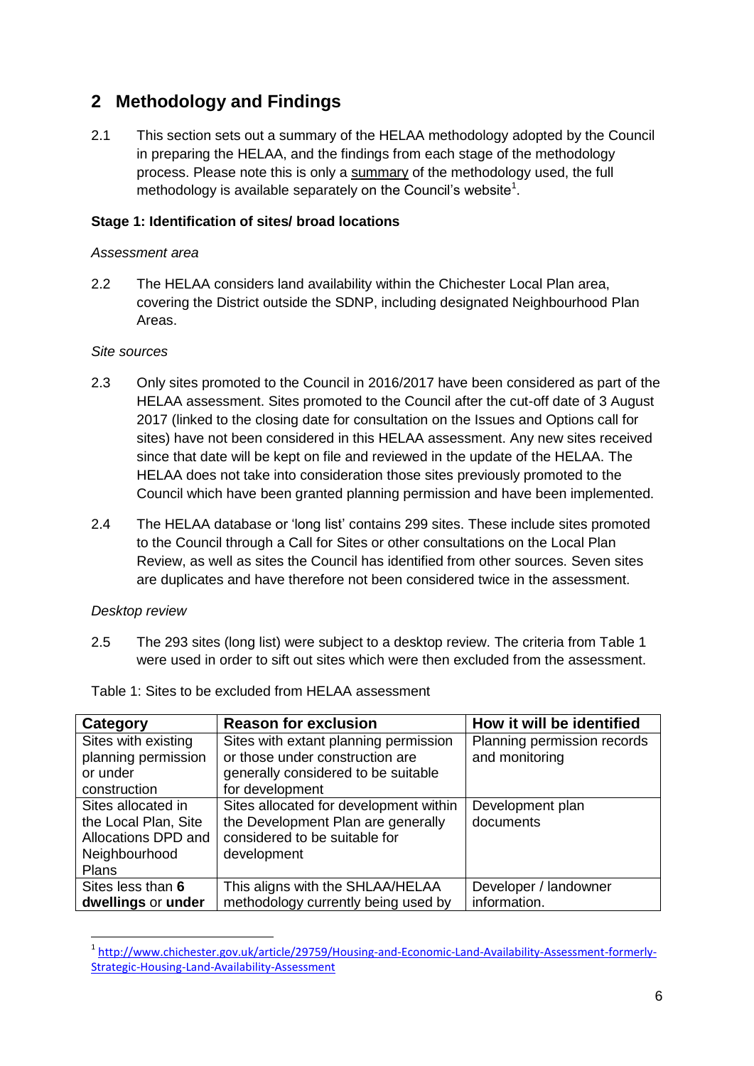## 2 Methodology and Findings

2.1 This section sets out a summary of the HELAA methodology adopted by the Council in preparing the HELAA, and the findings from each stage of the methodology process. Please note this is only a summary of the methodology used, the full methodology is available separately on the Council's website[1].

**Stage 1: Identification of sites/ broad locations**

*Assessment area*

2.2 The HELAA considers land availability within the Chichester Local Plan area, covering the District outside the SDNP, including designated Neighbourhood Plan Areas.

*Site sources*

2.3 Only sites promoted to the Council in 2016/2017 have been considered as part of the HELAA assessment. Sites promoted to the Council after the cut-off date of 3 August 2017 (linked to the closing date for consultation on the Issues and Options call for sites) have not been considered in this HELAA assessment. Any new sites received since that date will be kept on file and reviewed in the update of the HELAA. The HELAA does not take into consideration those sites previously promoted to the Council which have been granted planning permission and have been implemented.

2.4 The HELAA database or 'long list' contains 299 sites. These include sites promoted to the Council through a Call for Sites or other consultations on the Local Plan Review, as well as sites the Council has identified from other sources. Seven sites are duplicates and have therefore not been considered twice in the assessment.

*Desktop review*

2.5 The 293 sites (long list) were subject to a desktop review. The criteria from Table 1 were used in order to sift out sites which were then excluded from the assessment.

Table 1: Sites to be excluded from HELAA assessment

| Category | Reason for exclusion | How it will be identified |
|---|---|---|
| Sites with existing planning permission or under construction | Sites with extant planning permission or those under construction are generally considered to be suitable for development | Planning permission records and monitoring |
| Sites allocated in the Local Plan, Site Allocations DPD and Neighbourhood Plans | Sites allocated for development within the Development Plan are generally considered to be suitable for development | Development plan documents |
| Sites less than **6 dwellings** or **under** | This aligns with the SHLAA/HELAA methodology currently being used by | Developer / landowner information. |

[1] http://www.chichester.gov.uk/article/29759/Housing-and-Economic-Land-Availability-Assessment-formerly-Strategic-Housing-Land-Availability-Assessment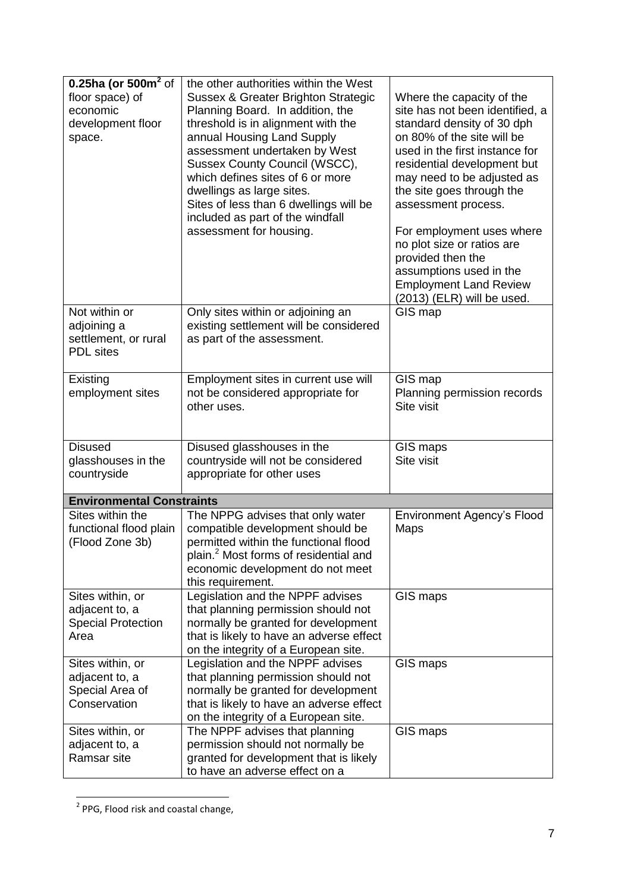| | | |
|---|---|---|
| **0.25ha (or 500m² of** floor space) of economic development floor space. | the other authorities within the West Sussex & Greater Brighton Strategic Planning Board. In addition, the threshold is in alignment with the annual Housing Land Supply assessment undertaken by West Sussex County Council (WSCC), which defines sites of 6 or more dwellings as large sites. Sites of less than 6 dwellings will be included as part of the windfall assessment for housing. | Where the capacity of the site has not been identified, a standard density of 30 dph on 80% of the site will be used in the first instance for residential development but may need to be adjusted as the site goes through the assessment process.<br><br>For employment uses where no plot size or ratios are provided then the assumptions used in the Employment Land Review (2013) (ELR) will be used. |
| Not within or adjoining a settlement, or rural PDL sites | Only sites within or adjoining an existing settlement will be considered as part of the assessment. | GIS map |
| Existing employment sites | Employment sites in current use will not be considered appropriate for other uses. | GIS map<br>Planning permission records<br>Site visit |
| Disused glasshouses in the countryside | Disused glasshouses in the countryside will not be considered appropriate for other uses | GIS maps<br>Site visit |
| **Environmental Constraints** | | |
| Sites within the functional flood plain (Flood Zone 3b) | The NPPG advises that only water compatible development should be permitted within the functional flood plain.[2] Most forms of residential and economic development do not meet this requirement. | Environment Agency's Flood Maps |
| Sites within, or adjacent to, a Special Protection Area | Legislation and the NPPF advises that planning permission should not normally be granted for development that is likely to have an adverse effect on the integrity of a European site. | GIS maps |
| Sites within, or adjacent to, a Special Area of Conservation | Legislation and the NPPF advises that planning permission should not normally be granted for development that is likely to have an adverse effect on the integrity of a European site. | GIS maps |
| Sites within, or adjacent to, a Ramsar site | The NPPF advises that planning permission should not normally be granted for development that is likely to have an adverse effect on a | GIS maps |

[2] PPG, Flood risk and coastal change,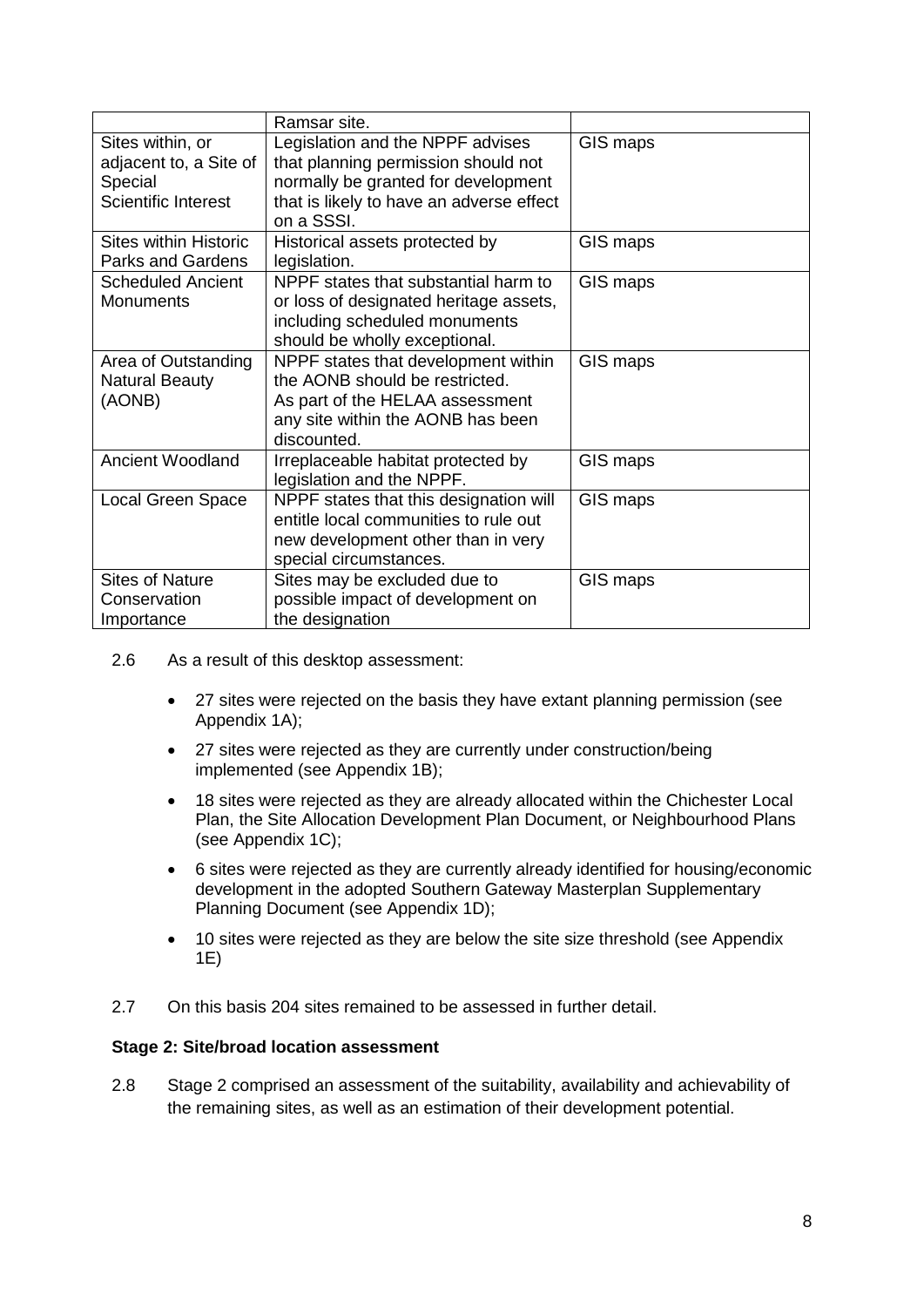| | | |
|---|---|---|
| | Ramsar site. | |
| Sites within, or adjacent to, a Site of Special Scientific Interest | Legislation and the NPPF advises that planning permission should not normally be granted for development that is likely to have an adverse effect on a SSSI. | GIS maps |
| Sites within Historic Parks and Gardens | Historical assets protected by legislation. | GIS maps |
| Scheduled Ancient Monuments | NPPF states that substantial harm to or loss of designated heritage assets, including scheduled monuments should be wholly exceptional. | GIS maps |
| Area of Outstanding Natural Beauty (AONB) | NPPF states that development within the AONB should be restricted. As part of the HELAA assessment any site within the AONB has been discounted. | GIS maps |
| Ancient Woodland | Irreplaceable habitat protected by legislation and the NPPF. | GIS maps |
| Local Green Space | NPPF states that this designation will entitle local communities to rule out new development other than in very special circumstances. | GIS maps |
| Sites of Nature Conservation Importance | Sites may be excluded due to possible impact of development on the designation | GIS maps |

2.6 As a result of this desktop assessment:

- 27 sites were rejected on the basis they have extant planning permission (see Appendix 1A);
- 27 sites were rejected as they are currently under construction/being implemented (see Appendix 1B);
- 18 sites were rejected as they are already allocated within the Chichester Local Plan, the Site Allocation Development Plan Document, or Neighbourhood Plans (see Appendix 1C);
- 6 sites were rejected as they are currently already identified for housing/economic development in the adopted Southern Gateway Masterplan Supplementary Planning Document (see Appendix 1D);
- 10 sites were rejected as they are below the site size threshold (see Appendix 1E)

2.7 On this basis 204 sites remained to be assessed in further detail.

**Stage 2: Site/broad location assessment**

2.8 Stage 2 comprised an assessment of the suitability, availability and achievability of the remaining sites, as well as an estimation of their development potential.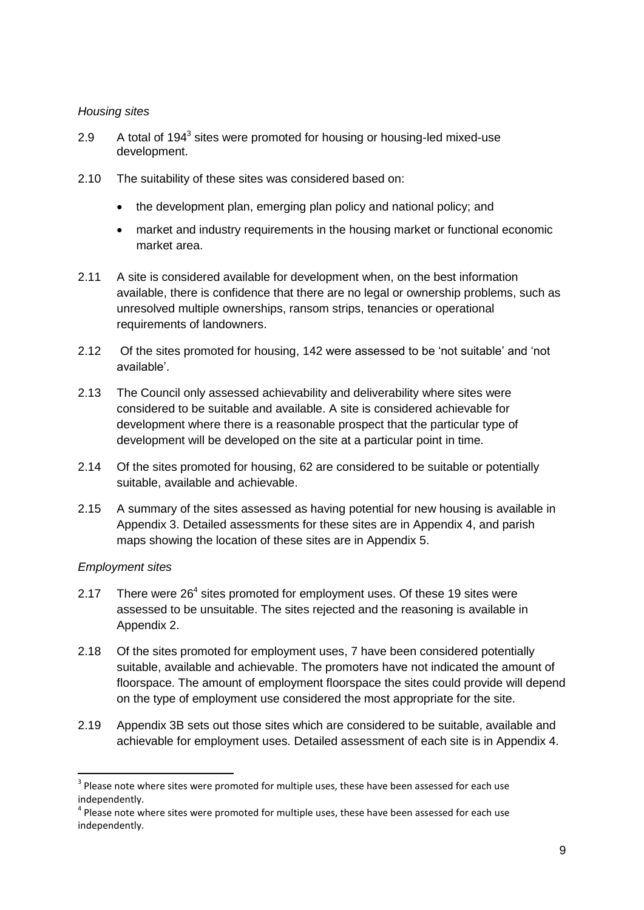*Housing sites*

2.9 A total of 194[3] sites were promoted for housing or housing-led mixed-use development.

2.10 The suitability of these sites was considered based on:

- the development plan, emerging plan policy and national policy; and
- market and industry requirements in the housing market or functional economic market area.

2.11 A site is considered available for development when, on the best information available, there is confidence that there are no legal or ownership problems, such as unresolved multiple ownerships, ransom strips, tenancies or operational requirements of landowners.

2.12 Of the sites promoted for housing, 142 were assessed to be 'not suitable' and 'not available'.

2.13 The Council only assessed achievability and deliverability where sites were considered to be suitable and available. A site is considered achievable for development where there is a reasonable prospect that the particular type of development will be developed on the site at a particular point in time.

2.14 Of the sites promoted for housing, 62 are considered to be suitable or potentially suitable, available and achievable.

2.15 A summary of the sites assessed as having potential for new housing is available in Appendix 3. Detailed assessments for these sites are in Appendix 4, and parish maps showing the location of these sites are in Appendix 5.

*Employment sites*

2.17 There were 26[4] sites promoted for employment uses. Of these 19 sites were assessed to be unsuitable. The sites rejected and the reasoning is available in Appendix 2.

2.18 Of the sites promoted for employment uses, 7 have been considered potentially suitable, available and achievable. The promoters have not indicated the amount of floorspace. The amount of employment floorspace the sites could provide will depend on the type of employment use considered the most appropriate for the site.

2.19 Appendix 3B sets out those sites which are considered to be suitable, available and achievable for employment uses. Detailed assessment of each site is in Appendix 4.

---

[3] Please note where sites were promoted for multiple uses, these have been assessed for each use independently.

[4] Please note where sites were promoted for multiple uses, these have been assessed for each use independently.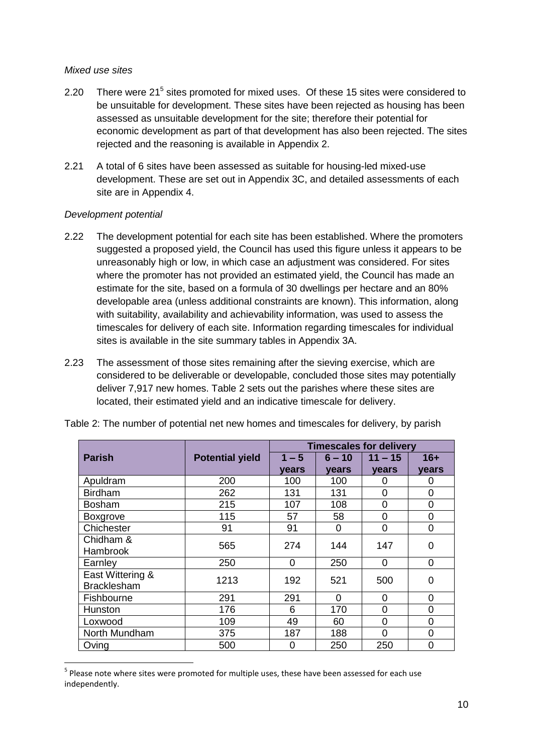*Mixed use sites*

2.20 There were 21[5] sites promoted for mixed uses. Of these 15 sites were considered to be unsuitable for development. These sites have been rejected as housing has been assessed as unsuitable development for the site; therefore their potential for economic development as part of that development has also been rejected. The sites rejected and the reasoning is available in Appendix 2.

2.21 A total of 6 sites have been assessed as suitable for housing-led mixed-use development. These are set out in Appendix 3C, and detailed assessments of each site are in Appendix 4.

*Development potential*

2.22 The development potential for each site has been established. Where the promoters suggested a proposed yield, the Council has used this figure unless it appears to be unreasonably high or low, in which case an adjustment was considered. For sites where the promoter has not provided an estimated yield, the Council has made an estimate for the site, based on a formula of 30 dwellings per hectare and an 80% developable area (unless additional constraints are known). This information, along with suitability, availability and achievability information, was used to assess the timescales for delivery of each site. Information regarding timescales for individual sites is available in the site summary tables in Appendix 3A.

2.23 The assessment of those sites remaining after the sieving exercise, which are considered to be deliverable or developable, concluded those sites may potentially deliver 7,917 new homes. Table 2 sets out the parishes where these sites are located, their estimated yield and an indicative timescale for delivery.

Table 2: The number of potential net new homes and timescales for delivery, by parish

| Parish | Potential yield | Timescales for delivery | | | |
|---|---|---|---|---|---|
| | | 1 – 5 years | 6 – 10 years | 11 – 15 years | 16+ years |
| Apuldram | 200 | 100 | 100 | 0 | 0 |
| Birdham | 262 | 131 | 131 | 0 | 0 |
| Bosham | 215 | 107 | 108 | 0 | 0 |
| Boxgrove | 115 | 57 | 58 | 0 | 0 |
| Chichester | 91 | 91 | 0 | 0 | 0 |
| Chidham & Hambrook | 565 | 274 | 144 | 147 | 0 |
| Earnley | 250 | 0 | 250 | 0 | 0 |
| East Wittering & Bracklesham | 1213 | 192 | 521 | 500 | 0 |
| Fishbourne | 291 | 291 | 0 | 0 | 0 |
| Hunston | 176 | 6 | 170 | 0 | 0 |
| Loxwood | 109 | 49 | 60 | 0 | 0 |
| North Mundham | 375 | 187 | 188 | 0 | 0 |
| Oving | 500 | 0 | 250 | 250 | 0 |

[5] Please note where sites were promoted for multiple uses, these have been assessed for each use independently.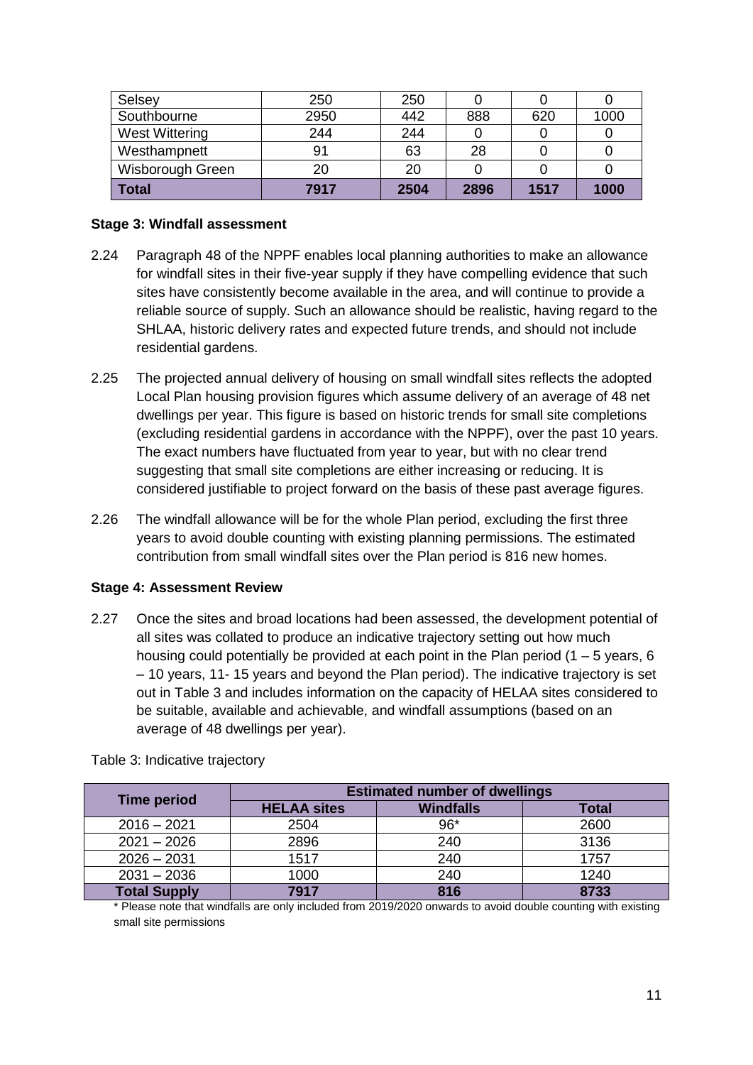| Selsey | 250 | 250 | 0 | 0 | 0 |
|---|---|---|---|---|---|
| Southbourne | 2950 | 442 | 888 | 620 | 1000 |
| West Wittering | 244 | 244 | 0 | 0 | 0 |
| Westhampnett | 91 | 63 | 28 | 0 | 0 |
| Wisborough Green | 20 | 20 | 0 | 0 | 0 |
| **Total** | **7917** | **2504** | **2896** | **1517** | **1000** |

**Stage 3: Windfall assessment**

2.24 Paragraph 48 of the NPPF enables local planning authorities to make an allowance for windfall sites in their five-year supply if they have compelling evidence that such sites have consistently become available in the area, and will continue to provide a reliable source of supply. Such an allowance should be realistic, having regard to the SHLAA, historic delivery rates and expected future trends, and should not include residential gardens.

2.25 The projected annual delivery of housing on small windfall sites reflects the adopted Local Plan housing provision figures which assume delivery of an average of 48 net dwellings per year. This figure is based on historic trends for small site completions (excluding residential gardens in accordance with the NPPF), over the past 10 years. The exact numbers have fluctuated from year to year, but with no clear trend suggesting that small site completions are either increasing or reducing. It is considered justifiable to project forward on the basis of these past average figures.

2.26 The windfall allowance will be for the whole Plan period, excluding the first three years to avoid double counting with existing planning permissions. The estimated contribution from small windfall sites over the Plan period is 816 new homes.

**Stage 4: Assessment Review**

2.27 Once the sites and broad locations had been assessed, the development potential of all sites was collated to produce an indicative trajectory setting out how much housing could potentially be provided at each point in the Plan period (1 – 5 years, 6 – 10 years, 11- 15 years and beyond the Plan period). The indicative trajectory is set out in Table 3 and includes information on the capacity of HELAA sites considered to be suitable, available and achievable, and windfall assumptions (based on an average of 48 dwellings per year).

Table 3: Indicative trajectory

| Time period | Estimated number of dwellings | | |
|---|---|---|---|
| | **HELAA sites** | **Windfalls** | **Total** |
| 2016 – 2021 | 2504 | 96* | 2600 |
| 2021 – 2026 | 2896 | 240 | 3136 |
| 2026 – 2031 | 1517 | 240 | 1757 |
| 2031 – 2036 | 1000 | 240 | 1240 |
| **Total Supply** | **7917** | **816** | **8733** |

\* Please note that windfalls are only included from 2019/2020 onwards to avoid double counting with existing small site permissions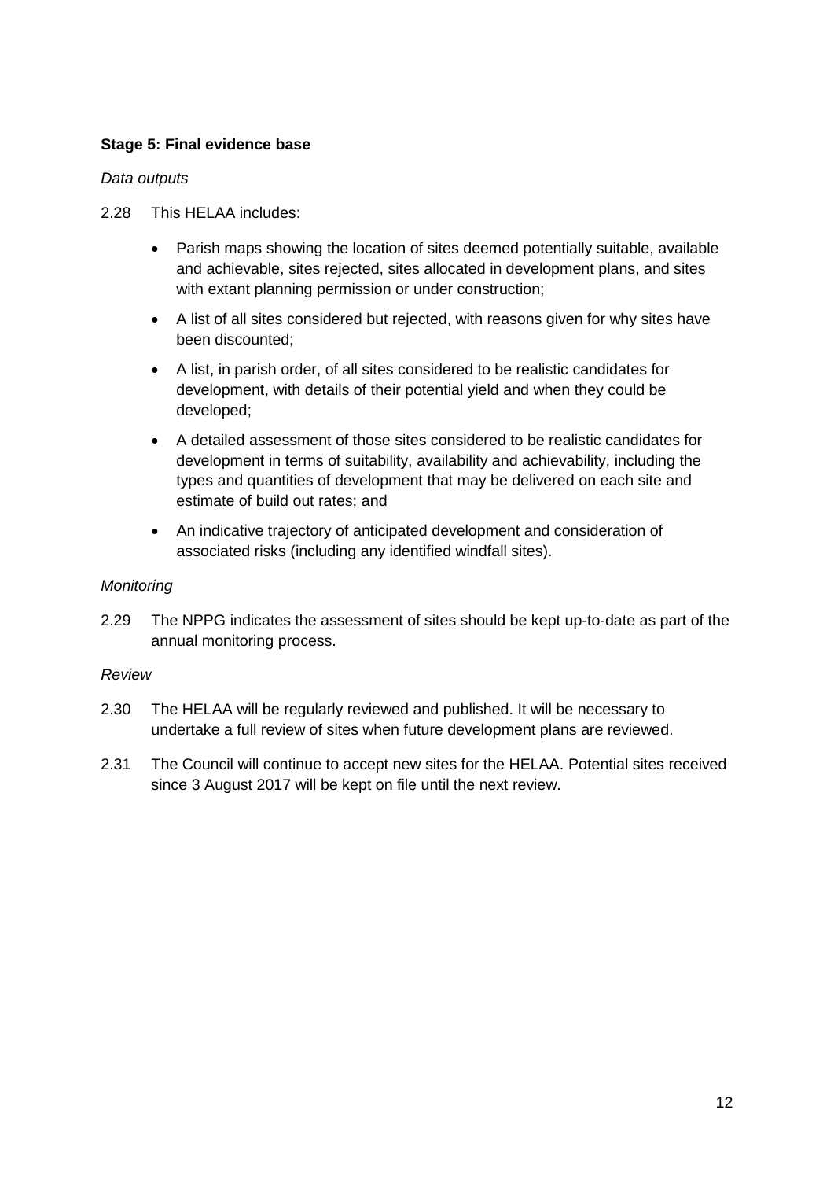### Stage 5: Final evidence base

*Data outputs*

2.28 This HELAA includes:

- Parish maps showing the location of sites deemed potentially suitable, available and achievable, sites rejected, sites allocated in development plans, and sites with extant planning permission or under construction;
- A list of all sites considered but rejected, with reasons given for why sites have been discounted;
- A list, in parish order, of all sites considered to be realistic candidates for development, with details of their potential yield and when they could be developed;
- A detailed assessment of those sites considered to be realistic candidates for development in terms of suitability, availability and achievability, including the types and quantities of development that may be delivered on each site and estimate of build out rates; and
- An indicative trajectory of anticipated development and consideration of associated risks (including any identified windfall sites).

*Monitoring*

2.29 The NPPG indicates the assessment of sites should be kept up-to-date as part of the annual monitoring process.

*Review*

2.30 The HELAA will be regularly reviewed and published. It will be necessary to undertake a full review of sites when future development plans are reviewed.

2.31 The Council will continue to accept new sites for the HELAA. Potential sites received since 3 August 2017 will be kept on file until the next review.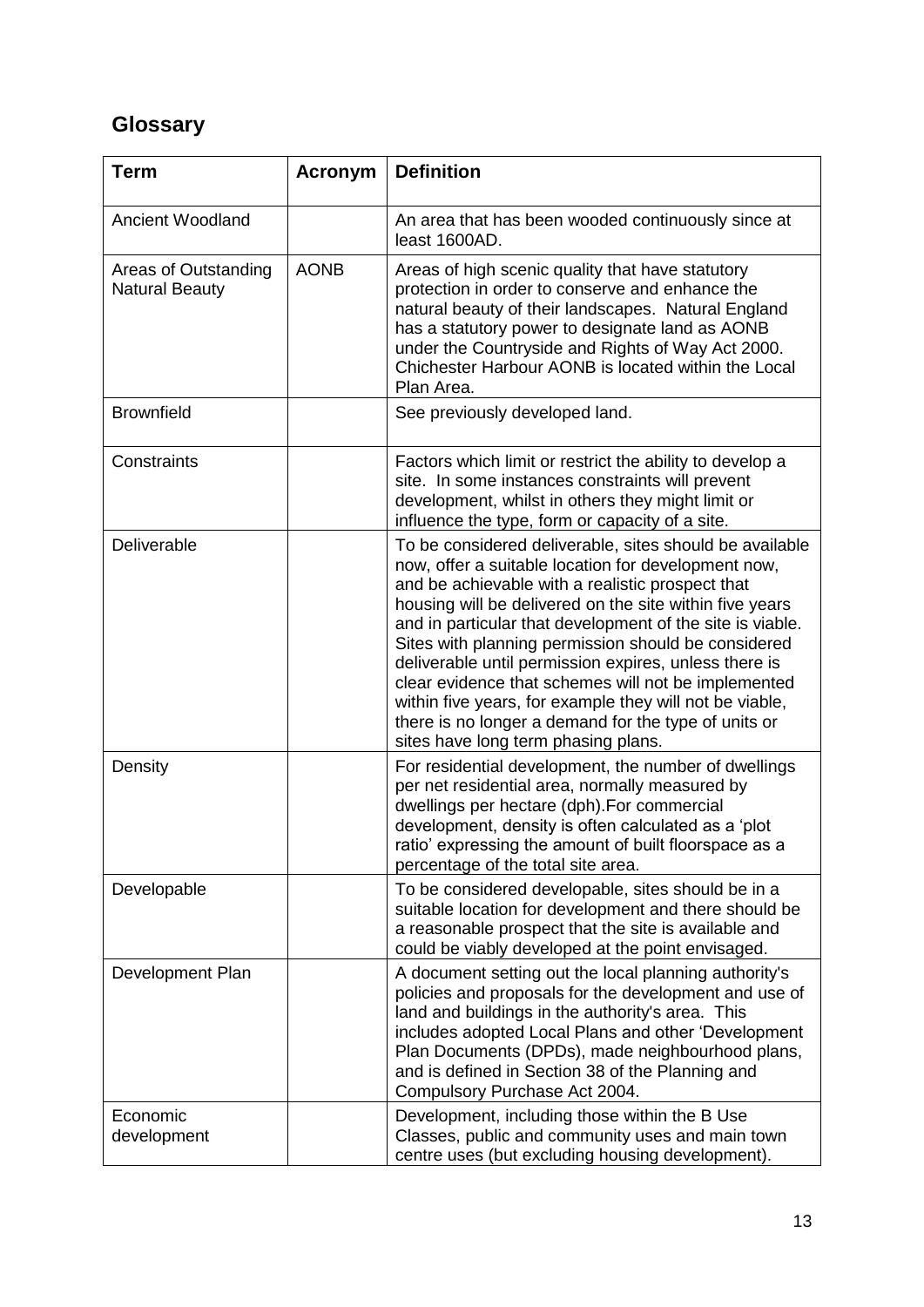## Glossary

| Term | Acronym | Definition |
|---|---|---|
| Ancient Woodland | | An area that has been wooded continuously since at least 1600AD. |
| Areas of Outstanding Natural Beauty | AONB | Areas of high scenic quality that have statutory protection in order to conserve and enhance the natural beauty of their landscapes. Natural England has a statutory power to designate land as AONB under the Countryside and Rights of Way Act 2000. Chichester Harbour AONB is located within the Local Plan Area. |
| Brownfield | | See previously developed land. |
| Constraints | | Factors which limit or restrict the ability to develop a site. In some instances constraints will prevent development, whilst in others they might limit or influence the type, form or capacity of a site. |
| Deliverable | | To be considered deliverable, sites should be available now, offer a suitable location for development now, and be achievable with a realistic prospect that housing will be delivered on the site within five years and in particular that development of the site is viable. Sites with planning permission should be considered deliverable until permission expires, unless there is clear evidence that schemes will not be implemented within five years, for example they will not be viable, there is no longer a demand for the type of units or sites have long term phasing plans. |
| Density | | For residential development, the number of dwellings per net residential area, normally measured by dwellings per hectare (dph).For commercial development, density is often calculated as a 'plot ratio' expressing the amount of built floorspace as a percentage of the total site area. |
| Developable | | To be considered developable, sites should be in a suitable location for development and there should be a reasonable prospect that the site is available and could be viably developed at the point envisaged. |
| Development Plan | | A document setting out the local planning authority's policies and proposals for the development and use of land and buildings in the authority's area. This includes adopted Local Plans and other 'Development Plan Documents (DPDs), made neighbourhood plans, and is defined in Section 38 of the Planning and Compulsory Purchase Act 2004. |
| Economic development | | Development, including those within the B Use Classes, public and community uses and main town centre uses (but excluding housing development). |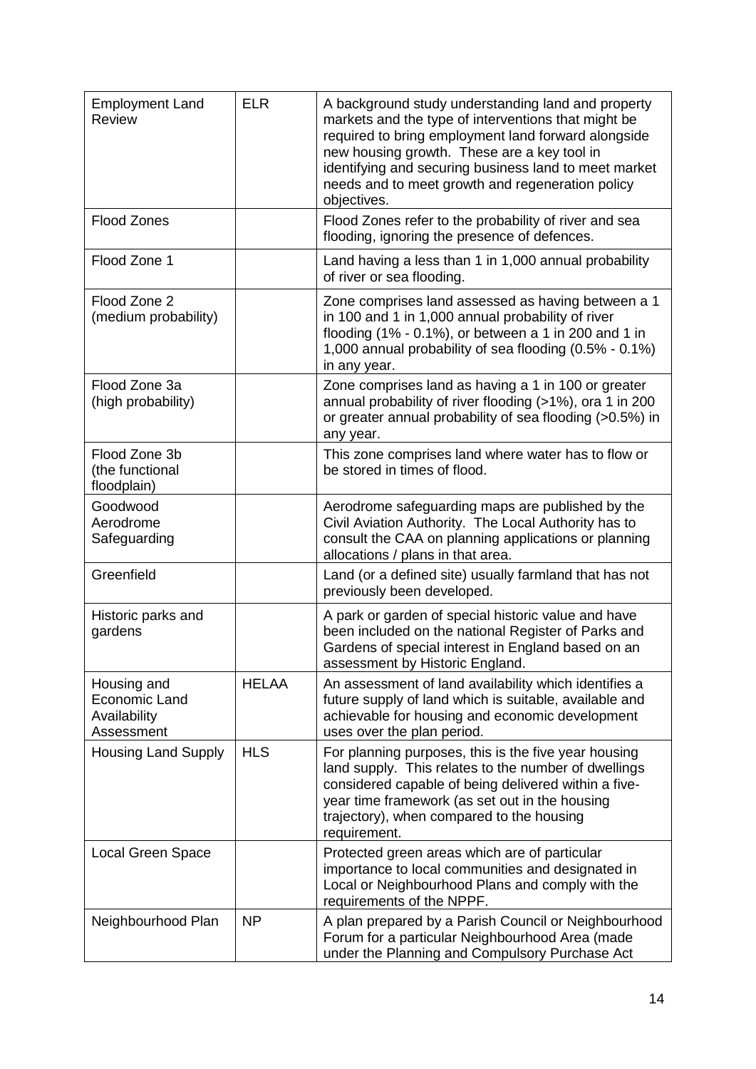| | | |
|---|---|---|
| Employment Land Review | ELR | A background study understanding land and property markets and the type of interventions that might be required to bring employment land forward alongside new housing growth. These are a key tool in identifying and securing business land to meet market needs and to meet growth and regeneration policy objectives. |
| Flood Zones | | Flood Zones refer to the probability of river and sea flooding, ignoring the presence of defences. |
| Flood Zone 1 | | Land having a less than 1 in 1,000 annual probability of river or sea flooding. |
| Flood Zone 2 (medium probability) | | Zone comprises land assessed as having between a 1 in 100 and 1 in 1,000 annual probability of river flooding (1% - 0.1%), or between a 1 in 200 and 1 in 1,000 annual probability of sea flooding (0.5% - 0.1%) in any year. |
| Flood Zone 3a (high probability) | | Zone comprises land as having a 1 in 100 or greater annual probability of river flooding (>1%), ora 1 in 200 or greater annual probability of sea flooding (>0.5%) in any year. |
| Flood Zone 3b (the functional floodplain) | | This zone comprises land where water has to flow or be stored in times of flood. |
| Goodwood Aerodrome Safeguarding | | Aerodrome safeguarding maps are published by the Civil Aviation Authority. The Local Authority has to consult the CAA on planning applications or planning allocations / plans in that area. |
| Greenfield | | Land (or a defined site) usually farmland that has not previously been developed. |
| Historic parks and gardens | | A park or garden of special historic value and have been included on the national Register of Parks and Gardens of special interest in England based on an assessment by Historic England. |
| Housing and Economic Land Availability Assessment | HELAA | An assessment of land availability which identifies a future supply of land which is suitable, available and achievable for housing and economic development uses over the plan period. |
| Housing Land Supply | HLS | For planning purposes, this is the five year housing land supply. This relates to the number of dwellings considered capable of being delivered within a five-year time framework (as set out in the housing trajectory), when compared to the housing requirement. |
| Local Green Space | | Protected green areas which are of particular importance to local communities and designated in Local or Neighbourhood Plans and comply with the requirements of the NPPF. |
| Neighbourhood Plan | NP | A plan prepared by a Parish Council or Neighbourhood Forum for a particular Neighbourhood Area (made under the Planning and Compulsory Purchase Act |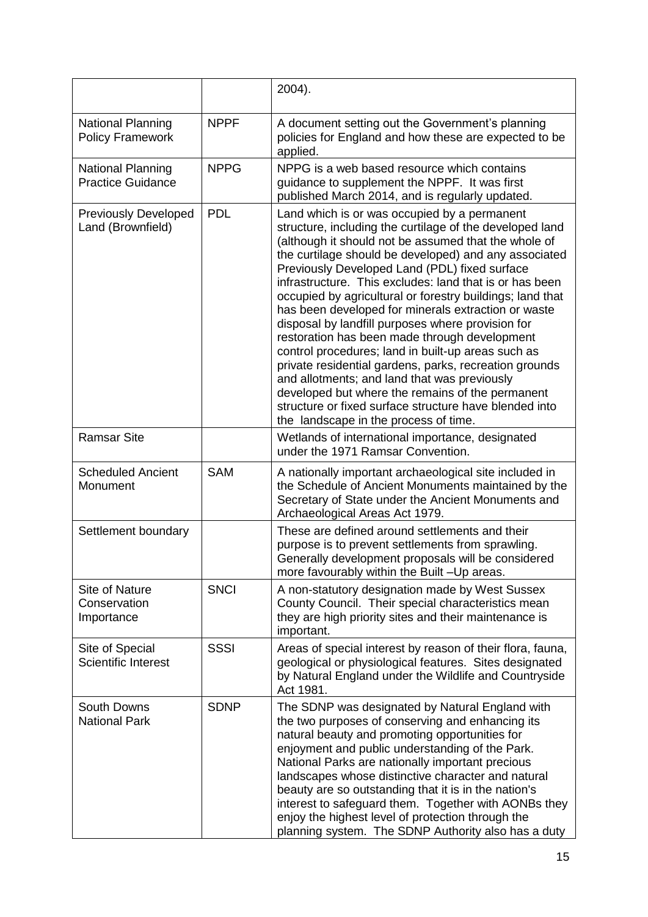| | | 2004). |
|---|---|---|
| National Planning Policy Framework | NPPF | A document setting out the Government's planning policies for England and how these are expected to be applied. |
| National Planning Practice Guidance | NPPG | NPPG is a web based resource which contains guidance to supplement the NPPF. It was first published March 2014, and is regularly updated. |
| Previously Developed Land (Brownfield) | PDL | Land which is or was occupied by a permanent structure, including the curtilage of the developed land (although it should not be assumed that the whole of the curtilage should be developed) and any associated Previously Developed Land (PDL) fixed surface infrastructure. This excludes: land that is or has been occupied by agricultural or forestry buildings; land that has been developed for minerals extraction or waste disposal by landfill purposes where provision for restoration has been made through development control procedures; land in built-up areas such as private residential gardens, parks, recreation grounds and allotments; and land that was previously developed but where the remains of the permanent structure or fixed surface structure have blended into the landscape in the process of time. |
| Ramsar Site | | Wetlands of international importance, designated under the 1971 Ramsar Convention. |
| Scheduled Ancient Monument | SAM | A nationally important archaeological site included in the Schedule of Ancient Monuments maintained by the Secretary of State under the Ancient Monuments and Archaeological Areas Act 1979. |
| Settlement boundary | | These are defined around settlements and their purpose is to prevent settlements from sprawling. Generally development proposals will be considered more favourably within the Built –Up areas. |
| Site of Nature Conservation Importance | SNCI | A non-statutory designation made by West Sussex County Council. Their special characteristics mean they are high priority sites and their maintenance is important. |
| Site of Special Scientific Interest | SSSI | Areas of special interest by reason of their flora, fauna, geological or physiological features. Sites designated by Natural England under the Wildlife and Countryside Act 1981. |
| South Downs National Park | SDNP | The SDNP was designated by Natural England with the two purposes of conserving and enhancing its natural beauty and promoting opportunities for enjoyment and public understanding of the Park. National Parks are nationally important precious landscapes whose distinctive character and natural beauty are so outstanding that it is in the nation's interest to safeguard them. Together with AONBs they enjoy the highest level of protection through the planning system. The SDNP Authority also has a duty |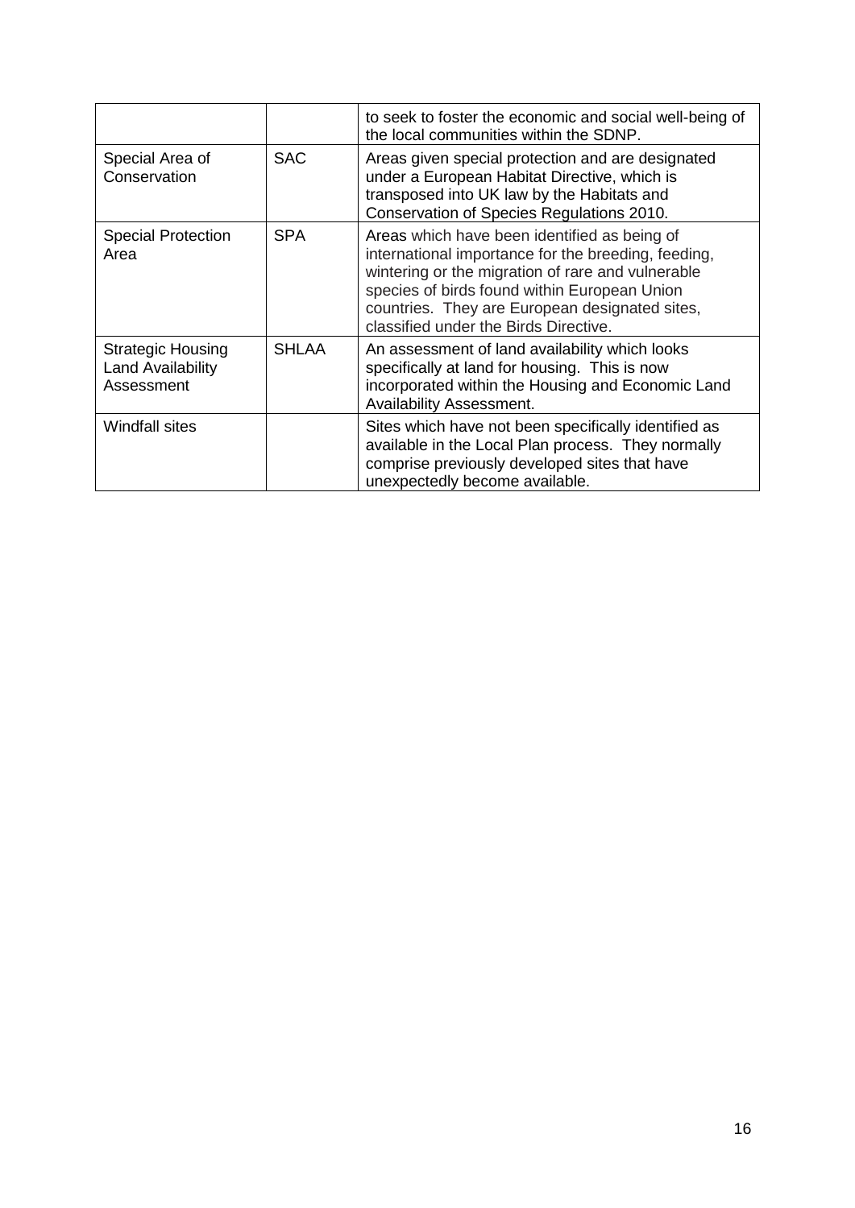| | | |
|---|---|---|
| | | to seek to foster the economic and social well-being of the local communities within the SDNP. |
| Special Area of Conservation | SAC | Areas given special protection and are designated under a European Habitat Directive, which is transposed into UK law by the Habitats and Conservation of Species Regulations 2010. |
| Special Protection Area | SPA | Areas which have been identified as being of international importance for the breeding, feeding, wintering or the migration of rare and vulnerable species of birds found within European Union countries. They are European designated sites, classified under the Birds Directive. |
| Strategic Housing Land Availability Assessment | SHLAA | An assessment of land availability which looks specifically at land for housing. This is now incorporated within the Housing and Economic Land Availability Assessment. |
| Windfall sites | | Sites which have not been specifically identified as available in the Local Plan process. They normally comprise previously developed sites that have unexpectedly become available. |